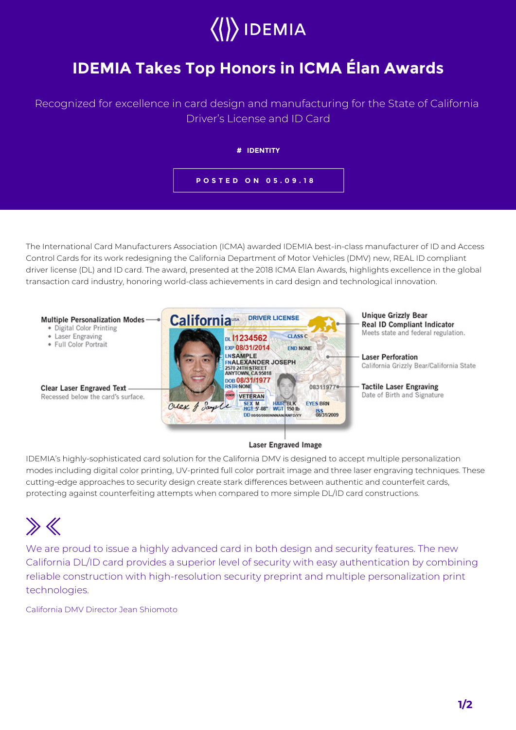IDEMIA

# IDEMIA Takes Top Honors in ICMA Élan Awards

Recognized for excellence in card design and manufacturing for the State of California Driver's License and ID Card

# IDENTITY

POSTED ON 05.09.18

The International Card Manufacturers Association (ICMA) awarded IDEMIA best-in-class manufacturer of ID and Access Control Cards for its work redesigning the California Department of Motor Vehicles (DMV) new, REAL ID compliant driver license (DL) and ID card. The award, presented at the 2018 ICMA Elan Awards, highlights excellence in the global transaction card industry, honoring world-class achievements in card design and technological innovation.

**Multiple Personalization Modes**
- Digital Color Printing
- Laser Engraving
- Full Color Portrait

**Clear Laser Engraved Text**
Recessed below the card's surface.

**Unique Grizzly Bear Real ID Compliant Indicator**
Meets state and federal regulation.

**Laser Perforation**
California Grizzly Bear/California State

**Tactile Laser Engraving**
Date of Birth and Signature

**Laser Engraved Image**

IDEMIA's highly-sophisticated card solution for the California DMV is designed to accept multiple personalization modes including digital color printing, UV-printed full color portrait image and three laser engraving techniques. These cutting-edge approaches to security design create stark differences between authentic and counterfeit cards, protecting against counterfeiting attempts when compared to more simple DL/ID card constructions.

> We are proud to issue a highly advanced card in both design and security features. The new California DL/ID card provides a superior level of security with easy authentication by combining reliable construction with high-resolution security preprint and multiple personalization print technologies.
>
> California DMV Director Jean Shiomoto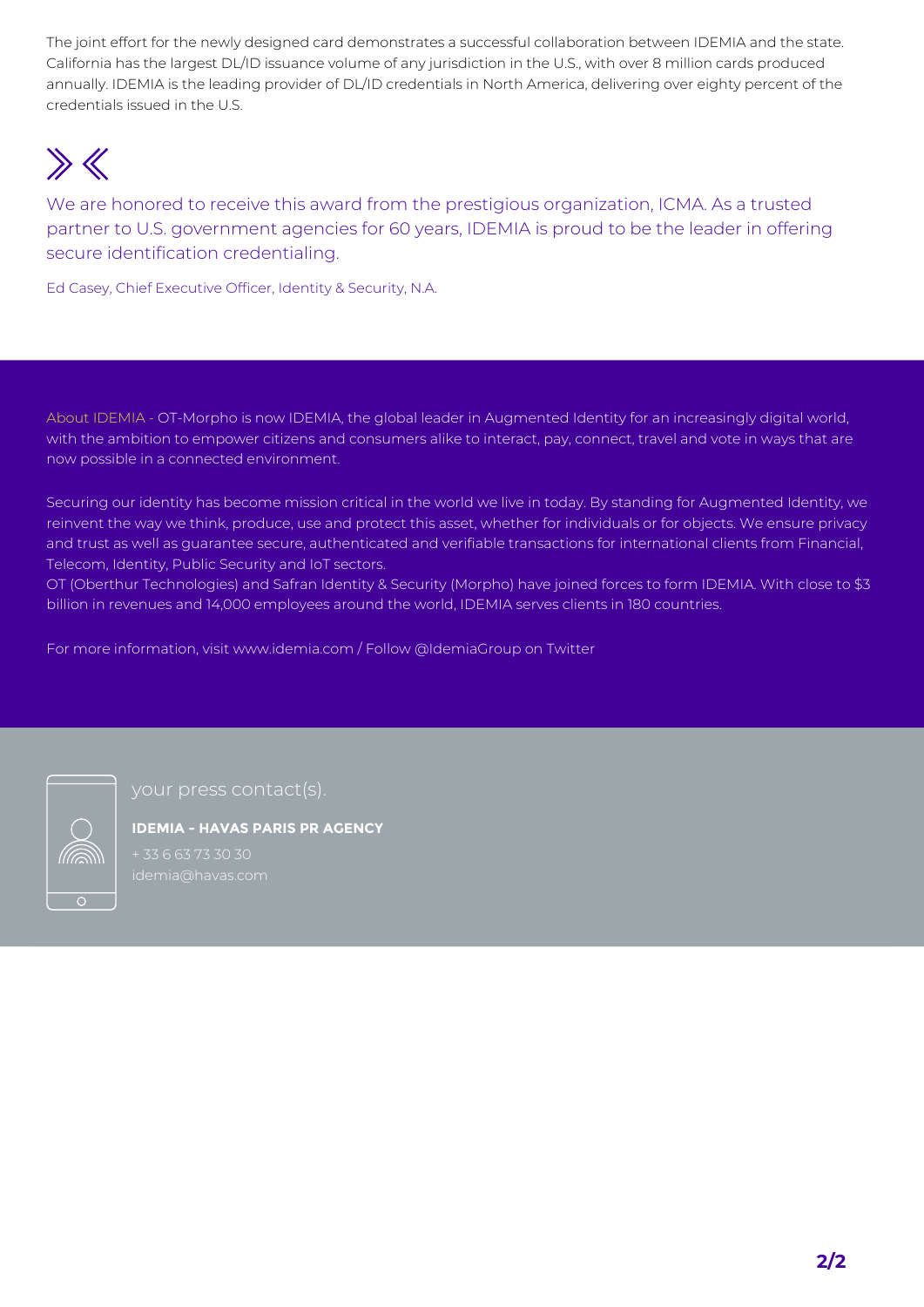The joint effort for the newly designed card demonstrates a successful collaboration between IDEMIA and the state. California has the largest DL/ID issuance volume of any jurisdiction in the U.S., with over 8 million cards produced annually. IDEMIA is the leading provider of DL/ID credentials in North America, delivering over eighty percent of the credentials issued in the U.S.

> We are honored to receive this award from the prestigious organization, ICMA. As a trusted partner to U.S. government agencies for 60 years, IDEMIA is proud to be the leader in offering secure identification credentialing.
>
> Ed Casey, Chief Executive Officer, Identity & Security, N.A.

About IDEMIA - OT-Morpho is now IDEMIA, the global leader in Augmented Identity for an increasingly digital world, with the ambition to empower citizens and consumers alike to interact, pay, connect, travel and vote in ways that are now possible in a connected environment.

Securing our identity has become mission critical in the world we live in today. By standing for Augmented Identity, we reinvent the way we think, produce, use and protect this asset, whether for individuals or for objects. We ensure privacy and trust as well as guarantee secure, authenticated and verifiable transactions for international clients from Financial, Telecom, Identity, Public Security and IoT sectors.
OT (Oberthur Technologies) and Safran Identity & Security (Morpho) have joined forces to form IDEMIA. With close to $3 billion in revenues and 14,000 employees around the world, IDEMIA serves clients in 180 countries.

For more information, visit www.idemia.com / Follow @IdemiaGroup on Twitter

your press contact(s).

**IDEMIA - HAVAS PARIS PR AGENCY**
+ 33 6 63 73 30 30
idemia@havas.com